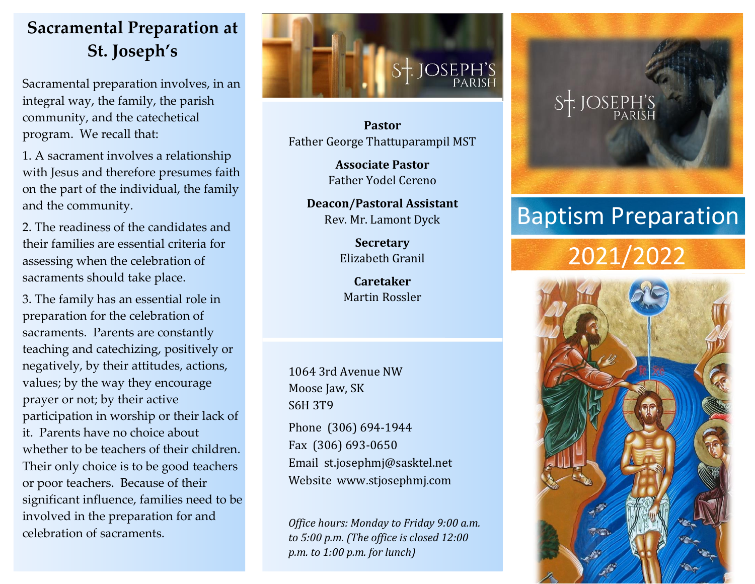# Sacramental Preparation at St. Joseph's

Sacramental preparation involves, in an integral way, the family, the parish community, and the catechetical program. We recall that:

1. A sacrament involves a relationship with Jesus and therefore presumes faith on the part of the individual, the family and the community.

2. The readiness of the candidates and their families are essential criteria for assessing when the celebration of sacraments should take place.

3. The family has an essential role in preparation for the celebration of sacraments. Parents are constantly teaching and catechizing, positively or negatively, by their attitudes, actions, values; by the way they encourage prayer or not; by their active participation in worship or their lack of it. Parents have no choice about whether to be teachers of their children. Their only choice is to be good teachers or poor teachers. Because of their significant influence, families need to be involved in the preparation for and celebration of sacraments.

St. JOSEPH'S PARISH

**Pastor**
Father George Thattuparampil MST

**Associate Pastor**
Father Yodel Cereno

**Deacon/Pastoral Assistant**
Rev. Mr. Lamont Dyck

**Secretary**
Elizabeth Granil

**Caretaker**
Martin Rossler

1064 3rd Avenue NW
Moose Jaw, SK
S6H 3T9

Phone (306) 694-1944
Fax (306) 693-0650
Email st.josephmj@sasktel.net
Website www.stjosephmj.com

*Office hours: Monday to Friday 9:00 a.m. to 5:00 p.m. (The office is closed 12:00 p.m. to 1:00 p.m. for lunch)*

St. JOSEPH'S PARISH

# Baptism Preparation

## 2021/2022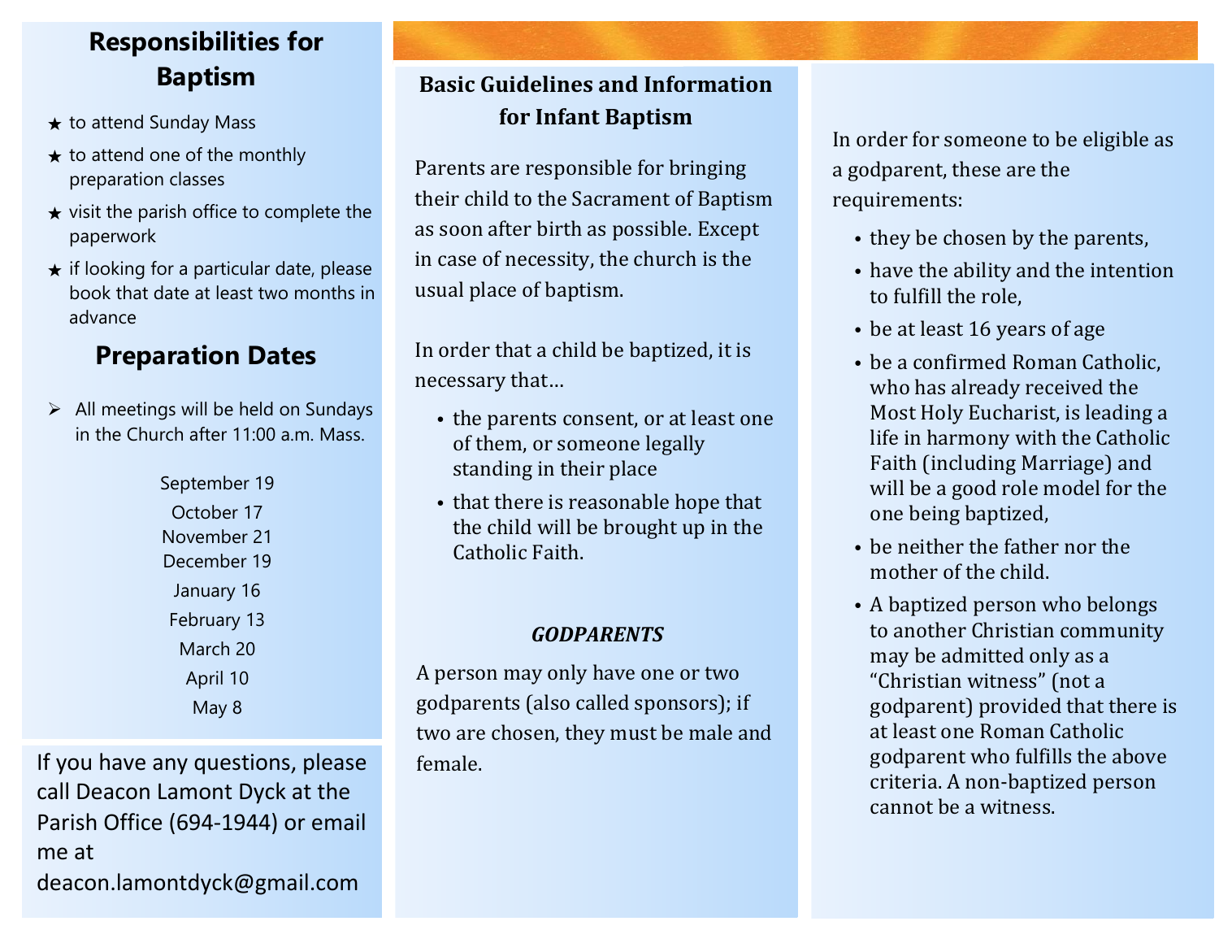## Responsibilities for Baptism

- ★ to attend Sunday Mass
- ★ to attend one of the monthly preparation classes
- ★ visit the parish office to complete the paperwork
- ★ if looking for a particular date, please book that date at least two months in advance

## Preparation Dates

- ➢ All meetings will be held on Sundays in the Church after 11:00 a.m. Mass.

September 19
October 17
November 21
December 19
January 16
February 13
March 20
April 10
May 8

If you have any questions, please call Deacon Lamont Dyck at the Parish Office (694-1944) or email me at deacon.lamontdyck@gmail.com

## Basic Guidelines and Information for Infant Baptism

Parents are responsible for bringing their child to the Sacrament of Baptism as soon after birth as possible. Except in case of necessity, the church is the usual place of baptism.

In order that a child be baptized, it is necessary that…

- the parents consent, or at least one of them, or someone legally standing in their place
- that there is reasonable hope that the child will be brought up in the Catholic Faith.

### *GODPARENTS*

A person may only have one or two godparents (also called sponsors); if two are chosen, they must be male and female.

In order for someone to be eligible as a godparent, these are the requirements:

- they be chosen by the parents,
- have the ability and the intention to fulfill the role,
- be at least 16 years of age
- be a confirmed Roman Catholic, who has already received the Most Holy Eucharist, is leading a life in harmony with the Catholic Faith (including Marriage) and will be a good role model for the one being baptized,
- be neither the father nor the mother of the child.
- A baptized person who belongs to another Christian community may be admitted only as a "Christian witness" (not a godparent) provided that there is at least one Roman Catholic godparent who fulfills the above criteria. A non-baptized person cannot be a witness.